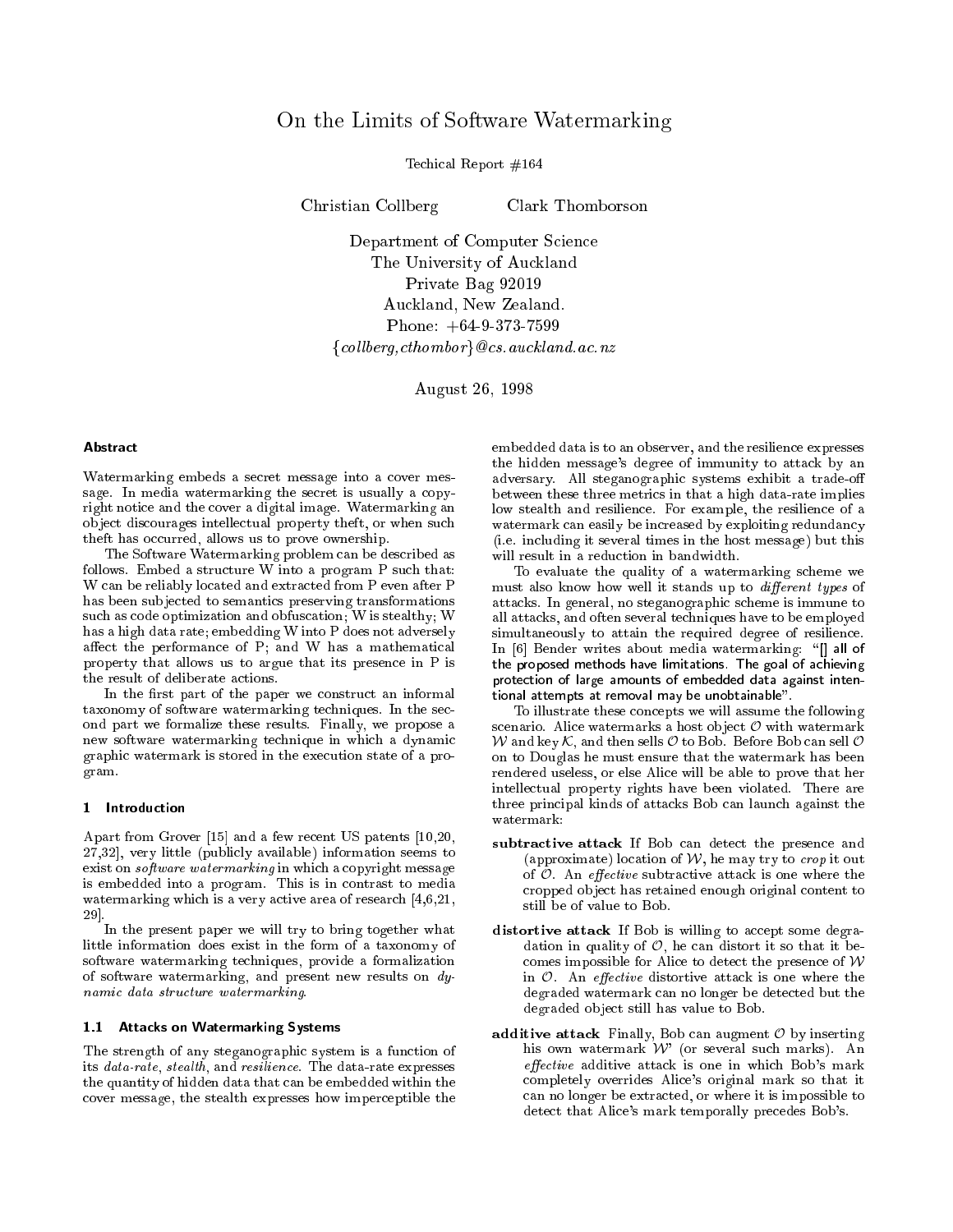# On the Limits of Software Watermarking

Techical Report #164

Christian Collberg Clark Thomborson

Department of Computer Science
The University of Auckland
Private Bag 92019
Auckland, New Zealand.
Phone: +64-9-373-7599
{*collberg,cthombor*}*@cs.auckland.ac.nz*

August 26, 1998

### Abstract

Watermarking embeds a secret message into a cover message. In media watermarking the secret is usually a copyright notice and the cover a digital image. Watermarking an object discourages intellectual property theft, or when such theft has occurred, allows us to prove ownership.

The Software Watermarking problem can be described as follows. Embed a structure W into a program P such that: W can be reliably located and extracted from P even after P has been subjected to semantics preserving transformations such as code optimization and obfuscation; W is stealthy; W has a high data rate; embedding W into P does not adversely affect the performance of P; and W has a mathematical property that allows us to argue that its presence in P is the result of deliberate actions.

In the first part of the paper we construct an informal taxonomy of software watermarking techniques. In the second part we formalize these results. Finally, we propose a new software watermarking technique in which a dynamic graphic watermark is stored in the execution state of a program.

## 1 Introduction

Apart from Grover [15] and a few recent US patents [10,20, 27,32], very little (publicly available) information seems to exist on *software watermarking* in which a copyright message is embedded into a program. This is in contrast to media watermarking which is a very active area of research [4,6,21, 29].

In the present paper we will try to bring together what little information does exist in the form of a taxonomy of software watermarking techniques, provide a formalization of software watermarking, and present new results on *dynamic data structure watermarking*.

### 1.1 Attacks on Watermarking Systems

The strength of any steganographic system is a function of its *data-rate*, *stealth*, and *resilience*. The data-rate expresses the quantity of hidden data that can be embedded within the cover message, the stealth expresses how imperceptible the embedded data is to an observer, and the resilience expresses the hidden message's degree of immunity to attack by an adversary. All steganographic systems exhibit a trade-off between these three metrics in that a high data-rate implies low stealth and resilience. For example, the resilience of a watermark can easily be increased by exploiting redundancy (i.e. including it several times in the host message) but this will result in a reduction in bandwidth.

To evaluate the quality of a watermarking scheme we must also know how well it stands up to *different types* of attacks. In general, no steganographic scheme is immune to all attacks, and often several techniques have to be employed simultaneously to attain the required degree of resilience. In [6] Bender writes about media watermarking: "[] all of the proposed methods have limitations. The goal of achieving protection of large amounts of embedded data against intentional attempts at removal may be unobtainable".

To illustrate these concepts we will assume the following scenario. Alice watermarks a host object $\mathcal{O}$ with watermark $\mathcal{W}$ and key $\mathcal{K}$, and then sells $\mathcal{O}$ to Bob. Before Bob can sell $\mathcal{O}$ on to Douglas he must ensure that the watermark has been rendered useless, or else Alice will be able to prove that her intellectual property rights have been violated. There are three principal kinds of attacks Bob can launch against the watermark:

**subtractive attack** If Bob can detect the presence and (approximate) location of $\mathcal{W}$, he may try to *crop* it out of $\mathcal{O}$. An *effective* subtractive attack is one where the cropped object has retained enough original content to still be of value to Bob.

**distortive attack** If Bob is willing to accept some degradation in quality of $\mathcal{O}$, he can distort it so that it becomes impossible for Alice to detect the presence of $\mathcal{W}$ in $\mathcal{O}$. An *effective* distortive attack is one where the degraded watermark can no longer be detected but the degraded object still has value to Bob.

**additive attack** Finally, Bob can augment $\mathcal{O}$ by inserting his own watermark $\mathcal{W}'$ (or several such marks). An *effective* additive attack is one in which Bob's mark completely overrides Alice's original mark so that it can no longer be extracted, or where it is impossible to detect that Alice's mark temporally precedes Bob's.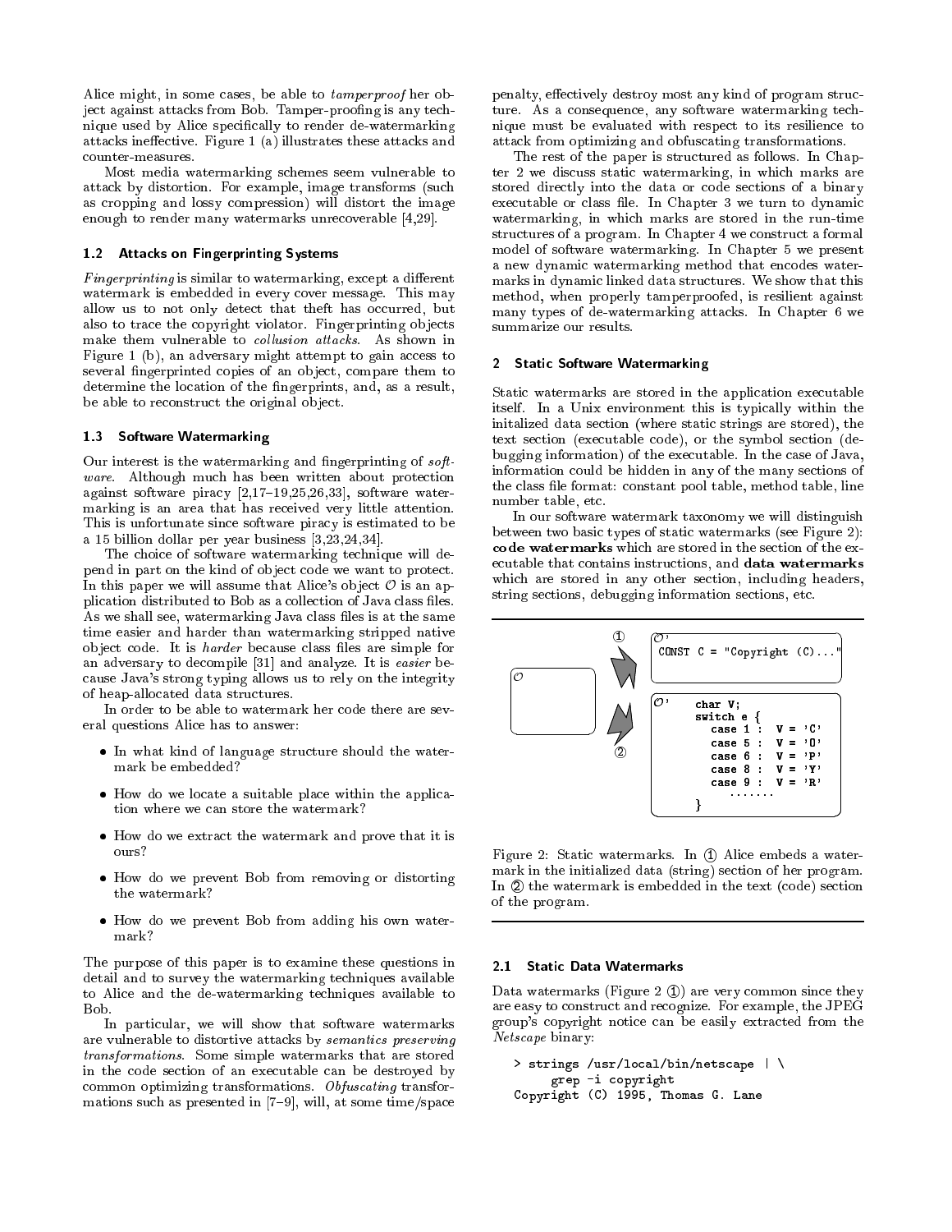Alice might, in some cases, be able to *tamperproof* her object against attacks from Bob. Tamper-proofing is any technique used by Alice specifically to render de-watermarking attacks ineffective. Figure 1 (a) illustrates these attacks and counter-measures.

Most media watermarking schemes seem vulnerable to attack by distortion. For example, image transforms (such as cropping and lossy compression) will distort the image enough to render many watermarks unrecoverable [4,29].

### 1.2 Attacks on Fingerprinting Systems

*Fingerprinting* is similar to watermarking, except a different watermark is embedded in every cover message. This may allow us to not only detect that theft has occurred, but also to trace the copyright violator. Fingerprinting objects make them vulnerable to *collusion attacks*. As shown in Figure 1 (b), an adversary might attempt to gain access to several fingerprinted copies of an object, compare them to determine the location of the fingerprints, and, as a result, be able to reconstruct the original object.

### 1.3 Software Watermarking

Our interest is the watermarking and fingerprinting of *software*. Although much has been written about protection against software piracy [2,17–19,25,26,33], software watermarking is an area that has received very little attention. This is unfortunate since software piracy is estimated to be a 15 billion dollar per year business [3,23,24,34].

The choice of software watermarking technique will depend in part on the kind of object code we want to protect. In this paper we will assume that Alice's object $\mathcal{O}$ is an application distributed to Bob as a collection of Java class files. As we shall see, watermarking Java class files is at the same time easier and harder than watermarking stripped native object code. It is *harder* because class files are simple for an adversary to decompile [31] and analyze. It is *easier* because Java's strong typing allows us to rely on the integrity of heap-allocated data structures.

In order to be able to watermark her code there are several questions Alice has to answer:

- In what kind of language structure should the watermark be embedded?
- How do we locate a suitable place within the application where we can store the watermark?
- How do we extract the watermark and prove that it is ours?
- How do we prevent Bob from removing or distorting the watermark?
- How do we prevent Bob from adding his own watermark?

The purpose of this paper is to examine these questions in detail and to survey the watermarking techniques available to Alice and the de-watermarking techniques available to Bob.

In particular, we will show that software watermarks are vulnerable to distortive attacks by *semantics preserving transformations*. Some simple watermarks that are stored in the code section of an executable can be destroyed by common optimizing transformations. *Obfuscating* transformations such as presented in [7–9], will, at some time/space penalty, effectively destroy most any kind of program structure. As a consequence, any software watermarking technique must be evaluated with respect to its resilience to attack from optimizing and obfuscating transformations.

The rest of the paper is structured as follows. In Chapter 2 we discuss static watermarking, in which marks are stored directly into the data or code sections of a binary executable or class file. In Chapter 3 we turn to dynamic watermarking, in which marks are stored in the run-time structures of a program. In Chapter 4 we construct a formal model of software watermarking. In Chapter 5 we present a new dynamic watermarking method that encodes watermarks in dynamic linked data structures. We show that this method, when properly tamperproofed, is resilient against many types of de-watermarking attacks. In Chapter 6 we summarize our results.

## 2 Static Software Watermarking

Static watermarks are stored in the application executable itself. In a Unix environment this is typically within the initalized data section (where static strings are stored), the text section (executable code), or the symbol section (debugging information) of the executable. In the case of Java, information could be hidden in any of the many sections of the class file format: constant pool table, method table, line number table, etc.

In our software watermark taxonomy we will distinguish between two basic types of static watermarks (see Figure 2): **code watermarks** which are stored in the section of the executable that contains instructions, and **data watermarks** which are stored in any other section, including headers, string sections, debugging information sections, etc.

```
① O'
CONST C = "Copyright (C)..."

② O'
char V;
switch e {
   case 1 :  V = 'C'
   case 5 :  V = 'O'
   case 6 :  V = 'P'
   case 8 :  V = 'Y'
   case 9 :  V = 'R'
      .......
}
```

Figure 2: Static watermarks. In ① Alice embeds a watermark in the initialized data (string) section of her program. In ② the watermark is embedded in the text (code) section of the program.

### 2.1 Static Data Watermarks

Data watermarks (Figure 2 ①) are very common since they are easy to construct and recognize. For example, the JPEG group's copyright notice can be easily extracted from the *Netscape* binary:

```
> strings /usr/local/bin/netscape | \
     grep -i copyright
Copyright (C) 1995, Thomas G. Lane
```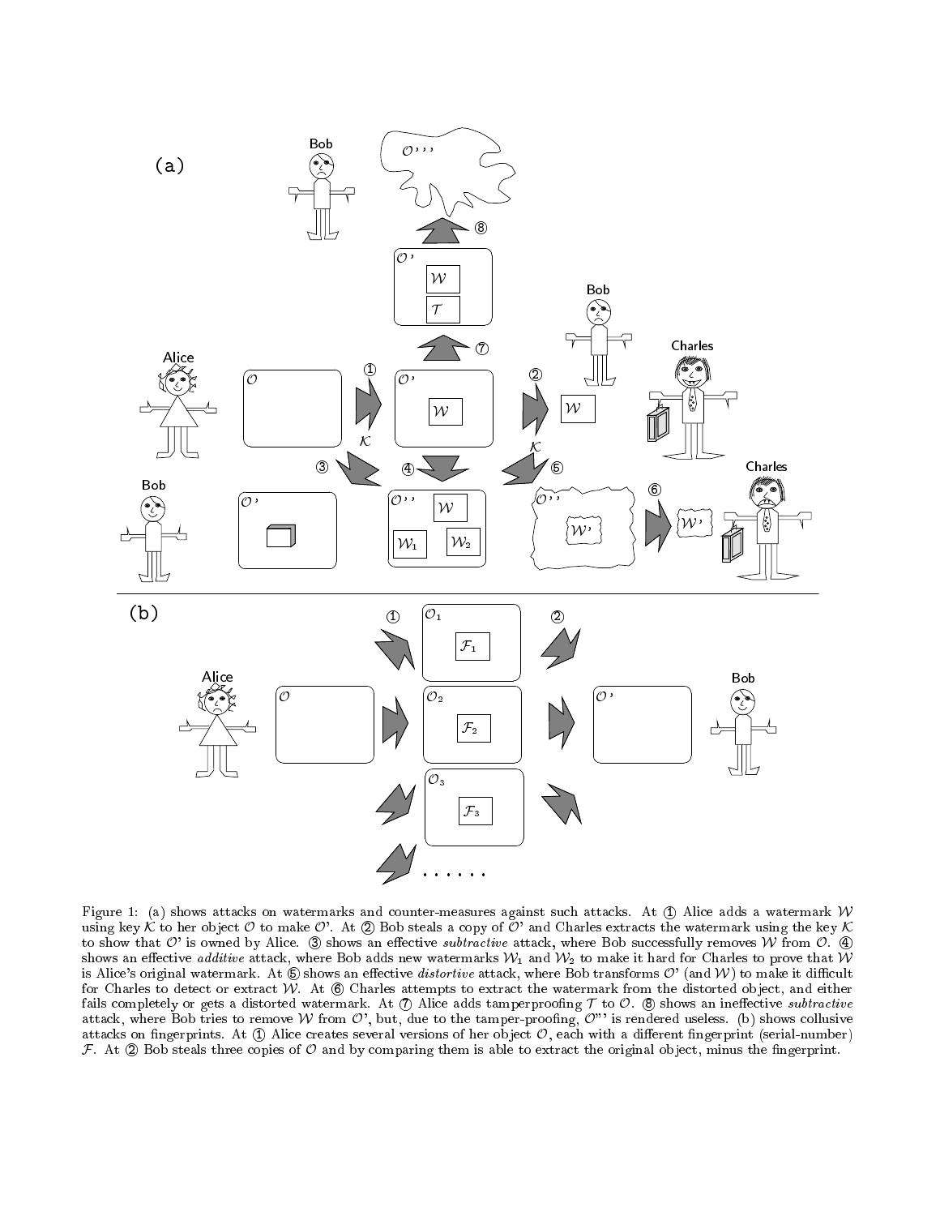Figure 1: (a) shows attacks on watermarks and counter-measures against such attacks. At ① Alice adds a watermark $\mathcal{W}$ using key $\mathcal{K}$ to her object $\mathcal{O}$ to make $\mathcal{O}$'. At ② Bob steals a copy of $\mathcal{O}$' and Charles extracts the watermark using the key $\mathcal{K}$ to show that $\mathcal{O}$' is owned by Alice. ③ shows an effective *subtractive* attack, where Bob successfully removes $\mathcal{W}$ from $\mathcal{O}$. ④ shows an effective *additive* attack, where Bob adds new watermarks $\mathcal{W}_1$ and $\mathcal{W}_2$ to make it hard for Charles to prove that $\mathcal{W}$ is Alice's original watermark. At ⑤ shows an effective *distortive* attack, where Bob transforms $\mathcal{O}$' (and $\mathcal{W}$) to make it difficult for Charles to detect or extract $\mathcal{W}$. At ⑥ Charles attempts to extract the watermark from the distorted object, and either fails completely or gets a distorted watermark. At ⑦ Alice adds tamperproofing $\mathcal{T}$ to $\mathcal{O}$. ⑧ shows an ineffective *subtractive* attack, where Bob tries to remove $\mathcal{W}$ from $\mathcal{O}$', but, due to the tamper-proofing, $\mathcal{O}$"' is rendered useless. (b) shows collusive attacks on fingerprints. At ① Alice creates several versions of her object $\mathcal{O}$, each with a different fingerprint (serial-number) $\mathcal{F}$. At ② Bob steals three copies of $\mathcal{O}$ and by comparing them is able to extract the original object, minus the fingerprint.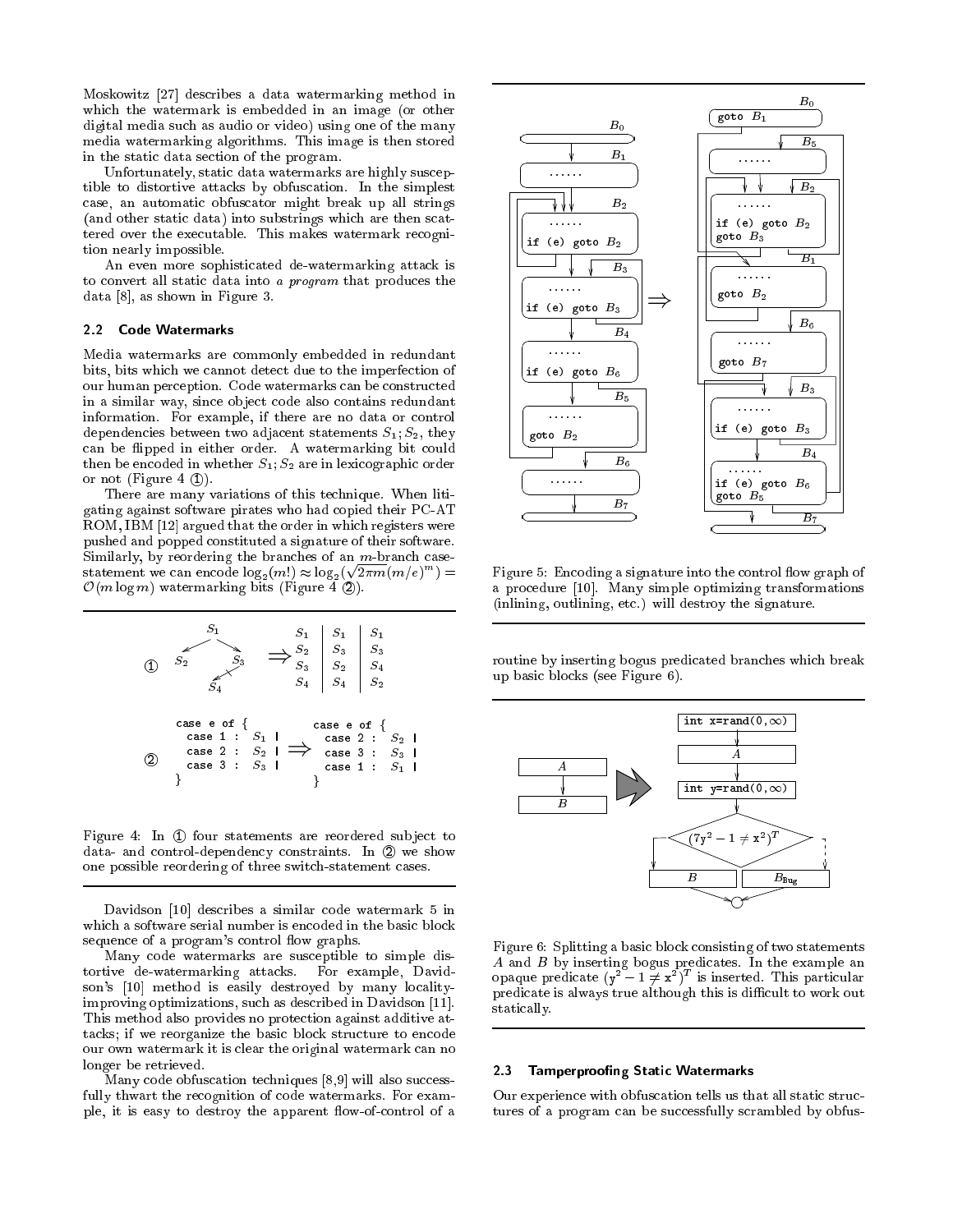Moskowitz [27] describes a data watermarking method in which the watermark is embedded in an image (or other digital media such as audio or video) using one of the many media watermarking algorithms. This image is then stored in the static data section of the program.

Unfortunately, static data watermarks are highly susceptible to distortive attacks by obfuscation. In the simplest case, an automatic obfuscator might break up all strings (and other static data) into substrings which are then scattered over the executable. This makes watermark recognition nearly impossible.

An even more sophisticated de-watermarking attack is to convert all static data into *a program* that produces the data [8], as shown in Figure 3.

### 2.2 Code Watermarks

Media watermarks are commonly embedded in redundant bits, bits which we cannot detect due to the imperfection of our human perception. Code watermarks can be constructed in a similar way, since object code also contains redundant information. For example, if there are no data or control dependencies between two adjacent statements $S_1; S_2$, they can be flipped in either order. A watermarking bit could then be encoded in whether $S_1; S_2$ are in lexicographic order or not (Figure 4 ①).

There are many variations of this technique. When litigating against software pirates who had copied their PC-AT ROM, IBM [12] argued that the order in which registers were pushed and popped constituted a signature of their software. Similarly, by reordering the branches of an $m$-branch case-statement we can encode $\log_2(m!) \approx \log_2(\sqrt{2\pi m}(m/e)^m) = \mathcal{O}(m \log m)$ watermarking bits (Figure 4 ②).

Figure 4: In ① four statements are reordered subject to data- and control-dependency constraints. In ② we show one possible reordering of three switch-statement cases.

Davidson [10] describes a similar code watermark 5 in which a software serial number is encoded in the basic block sequence of a program's control flow graphs.

Many code watermarks are susceptible to simple distortive de-watermarking attacks. For example, Davidson's [10] method is easily destroyed by many locality-improving optimizations, such as described in Davidson [11]. This method also provides no protection against additive attacks; if we reorganize the basic block structure to encode our own watermark it is clear the original watermark can no longer be retrieved.

Many code obfuscation techniques [8,9] will also successfully thwart the recognition of code watermarks. For example, it is easy to destroy the apparent flow-of-control of a routine by inserting bogus predicated branches which break up basic blocks (see Figure 6).

Figure 5: Encoding a signature into the control flow graph of a procedure [10]. Many simple optimizing transformations (inlining, outlining, etc.) will destroy the signature.

Figure 6: Splitting a basic block consisting of two statements $A$ and $B$ by inserting bogus predicates. In the example an opaque predicate $(y^2 - 1 \neq x^2)^T$ is inserted. This particular predicate is always true although this is difficult to work out statically.

### 2.3 Tamperproofing Static Watermarks

Our experience with obfuscation tells us that all static structures of a program can be successfully scrambled by obfus-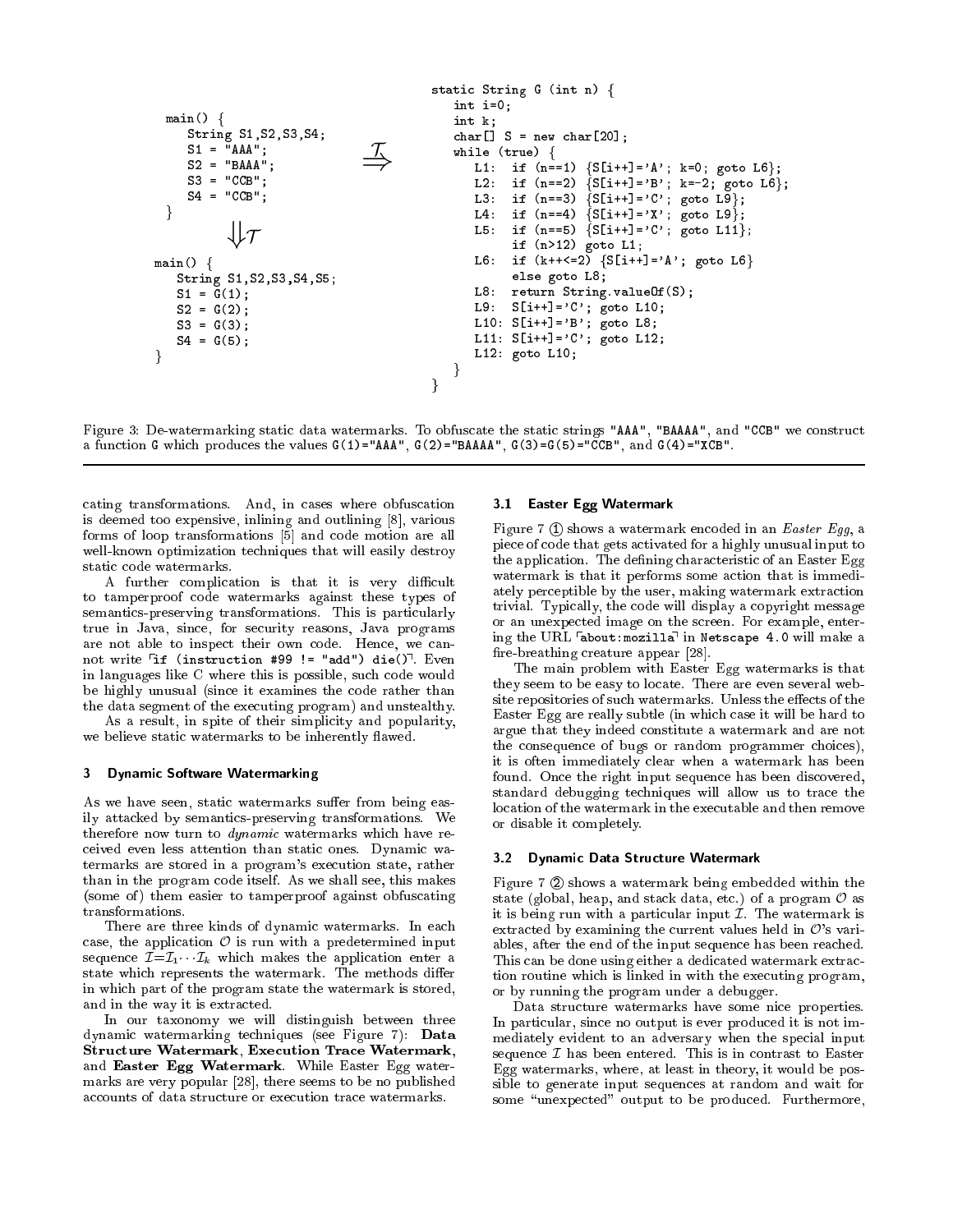```
main() {
   String S1,S2,S3,S4;
   S1 = "AAA";
   S2 = "BAAA";
   S3 = "CCB";
   S4 = "CCB";
}
```

$\Downarrow \mathcal{T}$

```
main() {
   String S1,S2,S3,S4,S5;
   S1 = G(1);
   S2 = G(2);
   S3 = G(3);
   S4 = G(5);
}
```

$\overset{\mathcal{T}}{\Rightarrow}$

```
static String G (int n) {
   int i=0;
   int k;
   char[] S = new char[20];
   while (true) {
      L1:  if (n==1) {S[i++]='A'; k=0; goto L6};
      L2:  if (n==2) {S[i++]='B'; k=-2; goto L6};
      L3:  if (n==3) {S[i++]='C'; goto L9};
      L4:  if (n==4) {S[i++]='X'; goto L9};
      L5:  if (n==5) {S[i++]='C'; goto L11};
           if (n>12) goto L1;
      L6:  if (k++<=2) {S[i++]='A'; goto L6}
           else goto L8;
      L8:  return String.valueOf(S);
      L9:  S[i++]='C'; goto L10;
      L10: S[i++]='B'; goto L8;
      L11: S[i++]='C'; goto L12;
      L12: goto L10;
   }
}
```

Figure 3: De-watermarking static data watermarks. To obfuscate the static strings "AAA", "BAAAA", and "CCB" we construct a function G which produces the values G(1)="AAA", G(2)="BAAAA", G(3)=G(5)="CCB", and G(4)="XCB".

cating transformations. And, in cases where obfuscation is deemed too expensive, inlining and outlining [8], various forms of loop transformations [5] and code motion are all well-known optimization techniques that will easily destroy static code watermarks.

A further complication is that it is very difficult to tamperproof code watermarks against these types of semantics-preserving transformations. This is particularly true in Java, since, for security reasons, Java programs are not able to inspect their own code. Hence, we cannot write ⌜`if (instruction #99 != "add") die()`⌝. Even in languages like C where this is possible, such code would be highly unusual (since it examines the code rather than the data segment of the executing program) and unstealthy.

As a result, in spite of their simplicity and popularity, we believe static watermarks to be inherently flawed.

## 3 Dynamic Software Watermarking

As we have seen, static watermarks suffer from being easily attacked by semantics-preserving transformations. We therefore now turn to *dynamic* watermarks which have received even less attention than static ones. Dynamic watermarks are stored in a program's execution state, rather than in the program code itself. As we shall see, this makes (some of) them easier to tamperproof against obfuscating transformations.

There are three kinds of dynamic watermarks. In each case, the application $\mathcal{O}$ is run with a predetermined input sequence $\mathcal{I}=\mathcal{I}_1 \cdots \mathcal{I}_k$ which makes the application enter a state which represents the watermark. The methods differ in which part of the program state the watermark is stored, and in the way it is extracted.

In our taxonomy we will distinguish between three dynamic watermarking techniques (see Figure 7): **Data Structure Watermark**, **Execution Trace Watermark**, and **Easter Egg Watermark**. While Easter Egg watermarks are very popular [28], there seems to be no published accounts of data structure or execution trace watermarks.

### 3.1 Easter Egg Watermark

Figure 7 ① shows a watermark encoded in an *Easter Egg*, a piece of code that gets activated for a highly unusual input to the application. The defining characteristic of an Easter Egg watermark is that it performs some action that is immediately perceptible by the user, making watermark extraction trivial. Typically, the code will display a copyright message or an unexpected image on the screen. For example, entering the URL ⌜`about:mozilla`⌝ in `Netscape 4.0` will make a fire-breathing creature appear [28].

The main problem with Easter Egg watermarks is that they seem to be easy to locate. There are even several website repositories of such watermarks. Unless the effects of the Easter Egg are really subtle (in which case it will be hard to argue that they indeed constitute a watermark and are not the consequence of bugs or random programmer choices), it is often immediately clear when a watermark has been found. Once the right input sequence has been discovered, standard debugging techniques will allow us to trace the location of the watermark in the executable and then remove or disable it completely.

### 3.2 Dynamic Data Structure Watermark

Figure 7 ② shows a watermark being embedded within the state (global, heap, and stack data, etc.) of a program $\mathcal{O}$ as it is being run with a particular input $\mathcal{I}$. The watermark is extracted by examining the current values held in $\mathcal{O}$'s variables, after the end of the input sequence has been reached. This can be done using either a dedicated watermark extraction routine which is linked in with the executing program, or by running the program under a debugger.

Data structure watermarks have some nice properties. In particular, since no output is ever produced it is not immediately evident to an adversary when the special input sequence $\mathcal{I}$ has been entered. This is in contrast to Easter Egg watermarks, where, at least in theory, it would be possible to generate input sequences at random and wait for some "unexpected" output to be produced. Furthermore,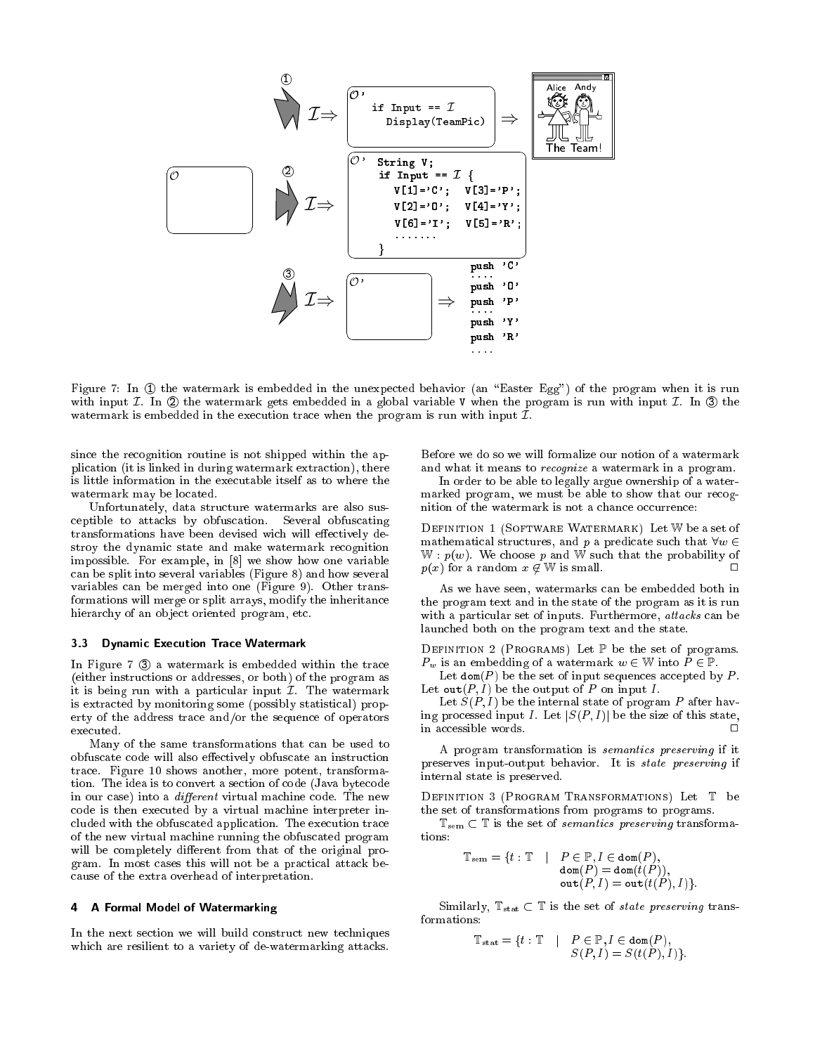Figure 7: In ① the watermark is embedded in the unexpected behavior (an "Easter Egg") of the program when it is run with input $\mathcal{I}$. In ② the watermark gets embedded in a global variable V when the program is run with input $\mathcal{I}$. In ③ the watermark is embedded in the execution trace when the program is run with input $\mathcal{I}$.

since the recognition routine is not shipped within the application (it is linked in during watermark extraction), there is little information in the executable itself as to where the watermark may be located.

Unfortunately, data structure watermarks are also susceptible to attacks by obfuscation. Several obfuscating transformations have been devised wich will effectively destroy the dynamic state and make watermark recognition impossible. For example, in [8] we show how one variable can be split into several variables (Figure 8) and how several variables can be merged into one (Figure 9). Other transformations will merge or split arrays, modify the inheritance hierarchy of an object oriented program, etc.

### 3.3 Dynamic Execution Trace Watermark

In Figure 7 ③ a watermark is embedded within the trace (either instructions or addresses, or both) of the program as it is being run with a particular input $\mathcal{I}$. The watermark is extracted by monitoring some (possibly statistical) property of the address trace and/or the sequence of operators executed.

Many of the same transformations that can be used to obfuscate code will also effectively obfuscate an instruction trace. Figure 10 shows another, more potent, transformation. The idea is to convert a section of code (Java bytecode in our case) into a *different* virtual machine code. The new code is then executed by a virtual machine interpreter included with the obfuscated application. The execution trace of the new virtual machine running the obfuscated program will be completely different from that of the original program. In most cases this will not be a practical attack because of the extra overhead of interpretation.

## 4 A Formal Model of Watermarking

In the next section we will build construct new techniques which are resilient to a variety of de-watermarking attacks. Before we do so we will formalize our notion of a watermark and what it means to *recognize* a watermark in a program.

In order to be able to legally argue ownership of a watermarked program, we must be able to show that our recognition of the watermark is not a chance occurrence:

Definition 1 (Software Watermark) Let $\mathbb{W}$ be a set of mathematical structures, and $p$ a predicate such that $\forall w \in \mathbb{W} : p(w)$. We choose $p$ and $\mathbb{W}$ such that the probability of $p(x)$ for a random $x \notin \mathbb{W}$ is small. □

As we have seen, watermarks can be embedded both in the program text and in the state of the program as it is run with a particular set of inputs. Furthermore, *attacks* can be launched both on the program text and the state.

Definition 2 (Programs) Let $\mathbb{P}$ be the set of programs. $P_w$ is an embedding of a watermark $w \in \mathbb{W}$ into $P \in \mathbb{P}$.

Let $\mathtt{dom}(P)$ be the set of input sequences accepted by $P$. Let $\mathtt{out}(P, I)$ be the output of $P$ on input $I$.

Let $S(P, I)$ be the internal state of program $P$ after having processed input $I$. Let $|S(P, I)|$ be the size of this state, in accessible words. □

A program transformation is *semantics preserving* if it preserves input-output behavior. It is *state preserving* if internal state is preserved.

Definition 3 (Program Transformations) Let $\mathbb{T}$ be the set of transformations from programs to programs.

$\mathbb{T}_{\text{sem}} \subset \mathbb{T}$ is the set of *semantics preserving* transformations:

$$\mathbb{T}_{\text{sem}} = \{t : \mathbb{T} \quad | \quad P \in \mathbb{P}, I \in \mathtt{dom}(P), \; \mathtt{dom}(P) = \mathtt{dom}(t(P)), \; \mathtt{out}(P, I) = \mathtt{out}(t(P), I)\}.$$

Similarly, $\mathbb{T}_{\text{stat}} \subset \mathbb{T}$ is the set of *state preserving* transformations:

$$\mathbb{T}_{\text{stat}} = \{t : \mathbb{T} \quad | \quad P \in \mathbb{P}, I \in \mathtt{dom}(P), \; S(P, I) = S(t(P), I)\}.$$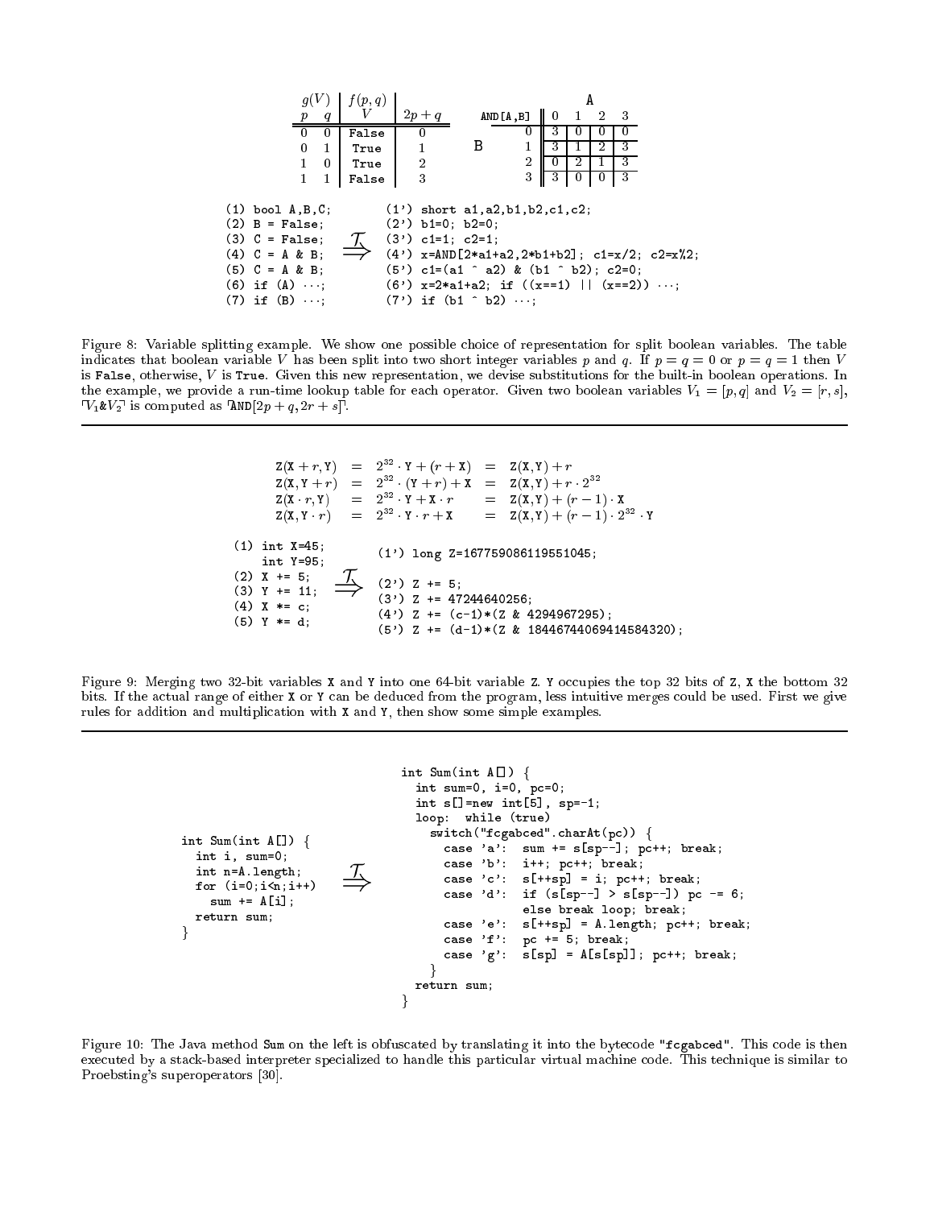| $g(V)$ | | $f(p,q)$ | |
|---|---|---|---|
| $p$ | $q$ | $V$ | $2p+q$ |
| 0 | 0 | False | 0 |
| 0 | 1 | True | 1 |
| 1 | 0 | True | 2 |
| 1 | 1 | False | 3 |

| AND[A,B] | | A=0 | A=1 | A=2 | A=3 |
|---|---|---|---|---|---|
| B | 0 | 3 | 0 | 0 | 0 |
| | 1 | 3 | 1 | 2 | 3 |
| | 2 | 0 | 2 | 1 | 3 |
| | 3 | 3 | 0 | 0 | 3 |

```
(1) bool A,B,C;          (1') short a1,a2,b1,b2,c1,c2;
(2) B = False;           (2') b1=0; b2=0;
(3) C = False;     T     (3') c1=1; c2=1;
(4) C = A & B;    ==>    (4') x=AND[2*a1+a2,2*b1+b2]; c1=x/2; c2=x%2;
(5) C = A & B;           (5') c1=(a1 ^ a2) & (b1 ^ b2); c2=0;
(6) if (A) ...;          (6') x=2*a1+a2; if ((x==1) || (x==2)) ...;
(7) if (B) ...;          (7') if (b1 ^ b2) ...;
```

Figure 8: Variable splitting example. We show one possible choice of representation for split boolean variables. The table indicates that boolean variable $V$ has been split into two short integer variables $p$ and $q$. If $p = q = 0$ or $p = q = 1$ then $V$ is False, otherwise, $V$ is True. Given this new representation, we devise substitutions for the built-in boolean operations. In the example, we provide a run-time lookup table for each operator. Given two boolean variables $V_1 = [p, q]$ and $V_2 = [r, s]$, $\ulcorner V_1 \& V_2 \urcorner$ is computed as $\ulcorner \texttt{AND}[2p + q, 2r + s] \urcorner$.

$$
\begin{aligned}
\texttt{Z}(\texttt{X}+r,\texttt{Y}) &= 2^{32}\cdot\texttt{Y}+(r+\texttt{X}) &&= \texttt{Z}(\texttt{X},\texttt{Y})+r\\
\texttt{Z}(\texttt{X},\texttt{Y}+r) &= 2^{32}\cdot(\texttt{Y}+r)+\texttt{X} &&= \texttt{Z}(\texttt{X},\texttt{Y})+r\cdot 2^{32}\\
\texttt{Z}(\texttt{X}\cdot r,\texttt{Y}) &= 2^{32}\cdot\texttt{Y}+\texttt{X}\cdot r &&= \texttt{Z}(\texttt{X},\texttt{Y})+(r-1)\cdot\texttt{X}\\
\texttt{Z}(\texttt{X},\texttt{Y}\cdot r) &= 2^{32}\cdot\texttt{Y}\cdot r+\texttt{X} &&= \texttt{Z}(\texttt{X},\texttt{Y})+(r-1)\cdot 2^{32}\cdot\texttt{Y}
\end{aligned}
$$

```
(1) int X=45;            (1') long Z=167759086119551045;
    int Y=95;
(2) X += 5;        T     (2') Z += 5;
(3) Y += 11;      ==>    (3') Z += 47244640256;
(4) X *= c;              (4') Z += (c-1)*(Z & 4294967295);
(5) Y *= d;              (5') Z += (d-1)*(Z & 18446744069414584320);
```

Figure 9: Merging two 32-bit variables X and Y into one 64-bit variable Z. Y occupies the top 32 bits of Z, X the bottom 32 bits. If the actual range of either X or Y can be deduced from the program, less intuitive merges could be used. First we give rules for addition and multiplication with X and Y, then show some simple examples.

```
int Sum(int A[]) {
  int i, sum=0;
  int n=A.length;
  for (i=0;i<n;i++)
    sum += A[i];
  return sum;
}
```

$\overset{\mathcal{T}}{\Longrightarrow}$

```
int Sum(int A[]) {
  int sum=0, i=0, pc=0;
  int s[]=new int[5], sp=-1;
  loop:  while (true)
    switch("fcgabced".charAt(pc)) {
      case 'a':  sum += s[sp--]; pc++; break;
      case 'b':  i++; pc++; break;
      case 'c':  s[++sp] = i; pc++; break;
      case 'd':  if (s[sp--] > s[sp--]) pc -= 6;
                 else break loop; break;
      case 'e':  s[++sp] = A.length; pc++; break;
      case 'f':  pc += 5; break;
      case 'g':  s[sp] = A[s[sp]]; pc++; break;
    }
  return sum;
}
```

Figure 10: The Java method Sum on the left is obfuscated by translating it into the bytecode "fcgabced". This code is then executed by a stack-based interpreter specialized to handle this particular virtual machine code. This technique is similar to Proebsting's superoperators [30].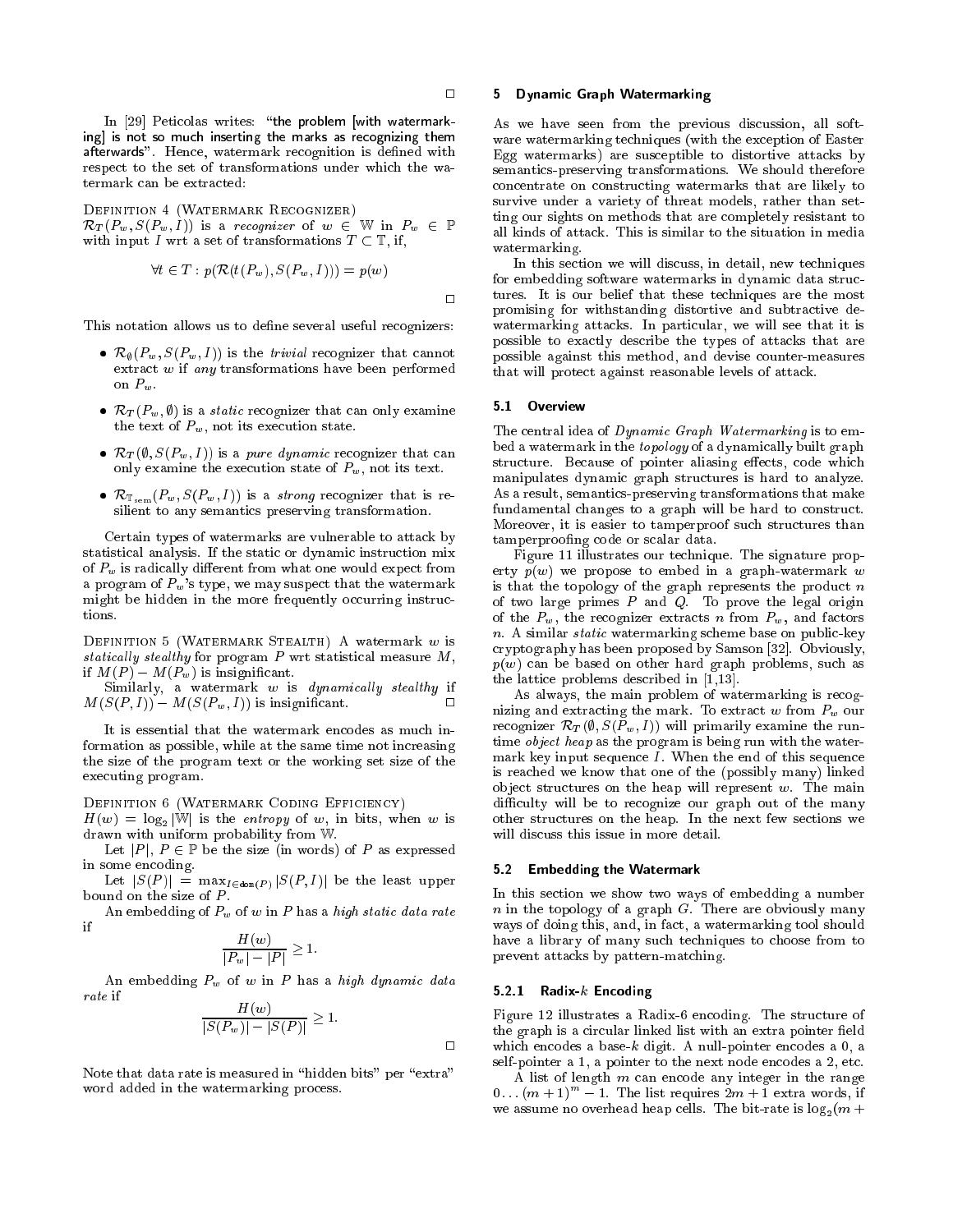□

In [29] Peticolas writes: "the problem [with watermarking] is not so much inserting the marks as recognizing them afterwards". Hence, watermark recognition is defined with respect to the set of transformations under which the watermark can be extracted:

Definition 4 (Watermark Recognizer)
$\mathcal{R}_T(P_w, S(P_w, I))$ is a *recognizer* of $w \in \mathbb{W}$ in $P_w \in \mathbb{P}$ with input $I$ wrt a set of transformations $T \subset \mathbb{T}$, if,

$$\forall t \in T : p(\mathcal{R}(t(P_w), S(P_w, I))) = p(w)$$

□

This notation allows us to define several useful recognizers:

- $\mathcal{R}_\emptyset(P_w, S(P_w, I))$ is the *trivial* recognizer that cannot extract $w$ if *any* transformations have been performed on $P_w$.
- $\mathcal{R}_T(P_w, \emptyset)$ is a *static* recognizer that can only examine the text of $P_w$, not its execution state.
- $\mathcal{R}_T(\emptyset, S(P_w, I))$ is a *pure dynamic* recognizer that can only examine the execution state of $P_w$, not its text.
- $\mathcal{R}_{\mathbb{T}_{\text{sem}}}(P_w, S(P_w, I))$ is a *strong* recognizer that is resilient to any semantics preserving transformation.

Certain types of watermarks are vulnerable to attack by statistical analysis. If the static or dynamic instruction mix of $P_w$ is radically different from what one would expect from a program of $P_w$'s type, we may suspect that the watermark might be hidden in the more frequently occurring instructions.

Definition 5 (Watermark Stealth) A watermark $w$ is *statically stealthy* for program $P$ wrt statistical measure $M$, if $M(P) - M(P_w)$ is insignificant.
Similarly, a watermark $w$ is *dynamically stealthy* if $M(S(P, I)) - M(S(P_w, I))$ is insignificant. □

It is essential that the watermark encodes as much information as possible, while at the same time not increasing the size of the program text or the working set size of the executing program.

Definition 6 (Watermark Coding Efficiency)
$H(w) = \log_2 |\mathbb{W}|$ is the *entropy* of $w$, in bits, when $w$ is drawn with uniform probability from $\mathbb{W}$.

Let $|P|$, $P \in \mathbb{P}$ be the size (in words) of $P$ as expressed in some encoding.

Let $|S(P)| = \max_{I \in \text{dom}(P)} |S(P, I)|$ be the least upper bound on the size of $P$.

An embedding of $P_w$ of $w$ in $P$ has a *high static data rate* if

$$\frac{H(w)}{|P_w| - |P|} \geq 1.$$

An embedding $P_w$ of $w$ in $P$ has a *high dynamic data rate* if

$$\frac{H(w)}{|S(P_w)| - |S(P)|} \geq 1.$$

□

Note that data rate is measured in "hidden bits" per "extra" word added in the watermarking process.

## 5 Dynamic Graph Watermarking

As we have seen from the previous discussion, all software watermarking techniques (with the exception of Easter Egg watermarks) are susceptible to distortive attacks by semantics-preserving transformations. We should therefore concentrate on constructing watermarks that are likely to survive under a variety of threat models, rather than setting our sights on methods that are completely resistant to all kinds of attack. This is similar to the situation in media watermarking.

In this section we will discuss, in detail, new techniques for embedding software watermarks in dynamic data structures. It is our belief that these techniques are the most promising for withstanding distortive and subtractive de-watermarking attacks. In particular, we will see that it is possible to exactly describe the types of attacks that are possible against this method, and devise counter-measures that will protect against reasonable levels of attack.

### 5.1 Overview

The central idea of *Dynamic Graph Watermarking* is to embed a watermark in the *topology* of a dynamically built graph structure. Because of pointer aliasing effects, code which manipulates dynamic graph structures is hard to analyze. As a result, semantics-preserving transformations that make fundamental changes to a graph will be hard to construct. Moreover, it is easier to tamperproof such structures than tamperproofing code or scalar data.

Figure 11 illustrates our technique. The signature property $p(w)$ we propose to embed in a graph-watermark $w$ is that the topology of the graph represents the product $n$ of two large primes $P$ and $Q$. To prove the legal origin of the $P_w$, the recognizer extracts $n$ from $P_w$, and factors $n$. A similar *static* watermarking scheme base on public-key cryptography has been proposed by Samson [32]. Obviously, $p(w)$ can be based on other hard graph problems, such as the lattice problems described in [1,13].

As always, the main problem of watermarking is recognizing and extracting the mark. To extract $w$ from $P_w$ our recognizer $\mathcal{R}_T(\emptyset, S(P_w, I))$ will primarily examine the runtime *object heap* as the program is being run with the watermark key input sequence $I$. When the end of this sequence is reached we know that one of the (possibly many) linked object structures on the heap will represent $w$. The main difficulty will be to recognize our graph out of the many other structures on the heap. In the next few sections we will discuss this issue in more detail.

### 5.2 Embedding the Watermark

In this section we show two ways of embedding a number $n$ in the topology of a graph $G$. There are obviously many ways of doing this, and, in fact, a watermarking tool should have a library of many such techniques to choose from to prevent attacks by pattern-matching.

#### 5.2.1 Radix-$k$ Encoding

Figure 12 illustrates a Radix-6 encoding. The structure of the graph is a circular linked list with an extra pointer field which encodes a base-$k$ digit. A null-pointer encodes a 0, a self-pointer a 1, a pointer to the next node encodes a 2, etc.

A list of length $m$ can encode any integer in the range $0 \ldots (m+1)^m - 1$. The list requires $2m + 1$ extra words, if we assume no overhead heap cells. The bit-rate is $\log_2(m +$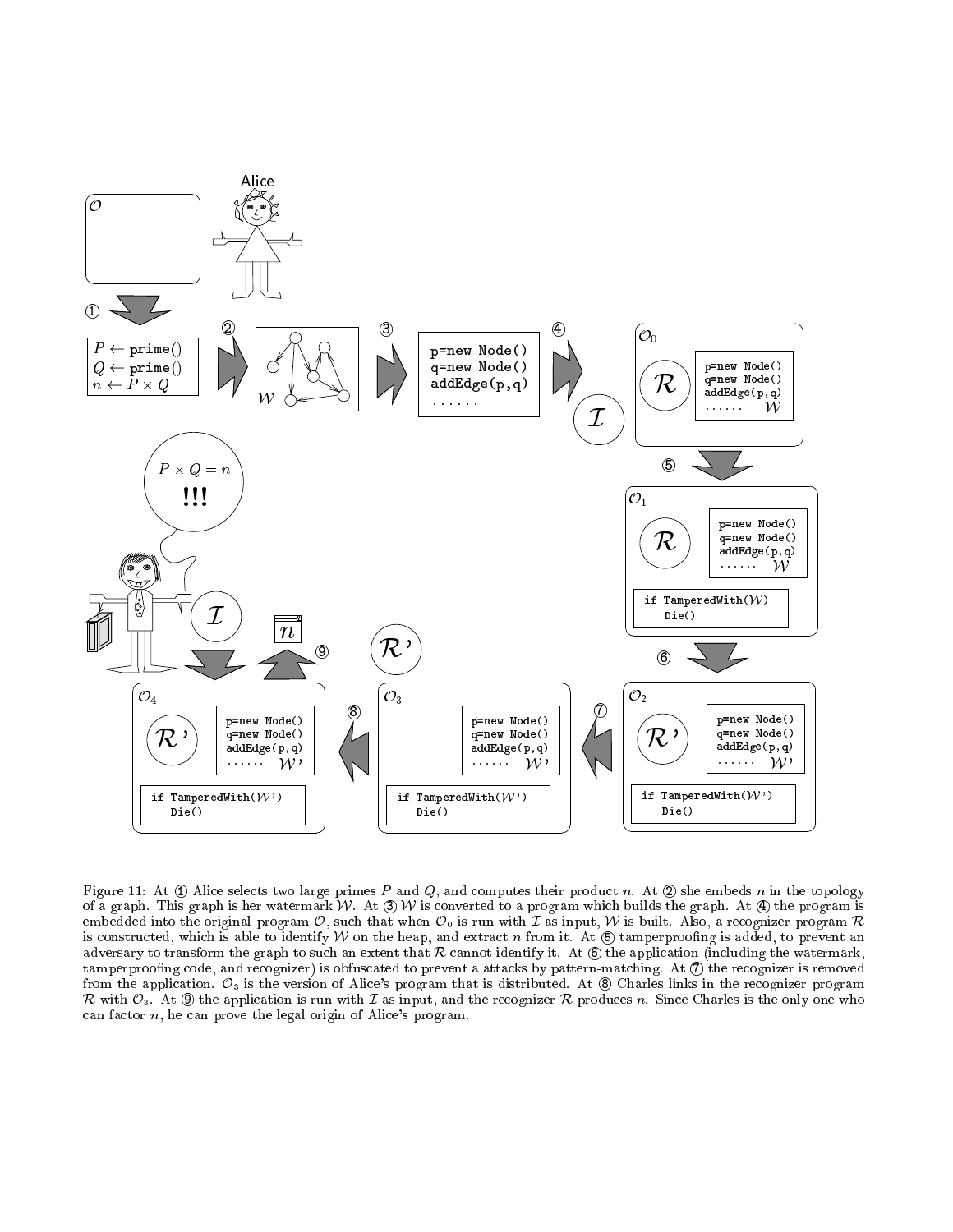Figure 11: At ① Alice selects two large primes $P$ and $Q$, and computes their product $n$. At ② she embeds $n$ in the topology of a graph. This graph is her watermark $\mathcal{W}$. At ③ $\mathcal{W}$ is converted to a program which builds the graph. At ④ the program is embedded into the original program $\mathcal{O}$, such that when $\mathcal{O}_0$ is run with $\mathcal{I}$ as input, $\mathcal{W}$ is built. Also, a recognizer program $\mathcal{R}$ is constructed, which is able to identify $\mathcal{W}$ on the heap, and extract $n$ from it. At ⑤ tamperproofing is added, to prevent an adversary to transform the graph to such an extent that $\mathcal{R}$ cannot identify it. At ⑥ the application (including the watermark, tamperproofing code, and recognizer) is obfuscated to prevent a attacks by pattern-matching. At ⑦ the recognizer is removed from the application. $\mathcal{O}_3$ is the version of Alice's program that is distributed. At ⑧ Charles links in the recognizer program $\mathcal{R}$ with $\mathcal{O}_3$. At ⑨ the application is run with $\mathcal{I}$ as input, and the recognizer $\mathcal{R}$ produces $n$. Since Charles is the only one who can factor $n$, he can prove the legal origin of Alice's program.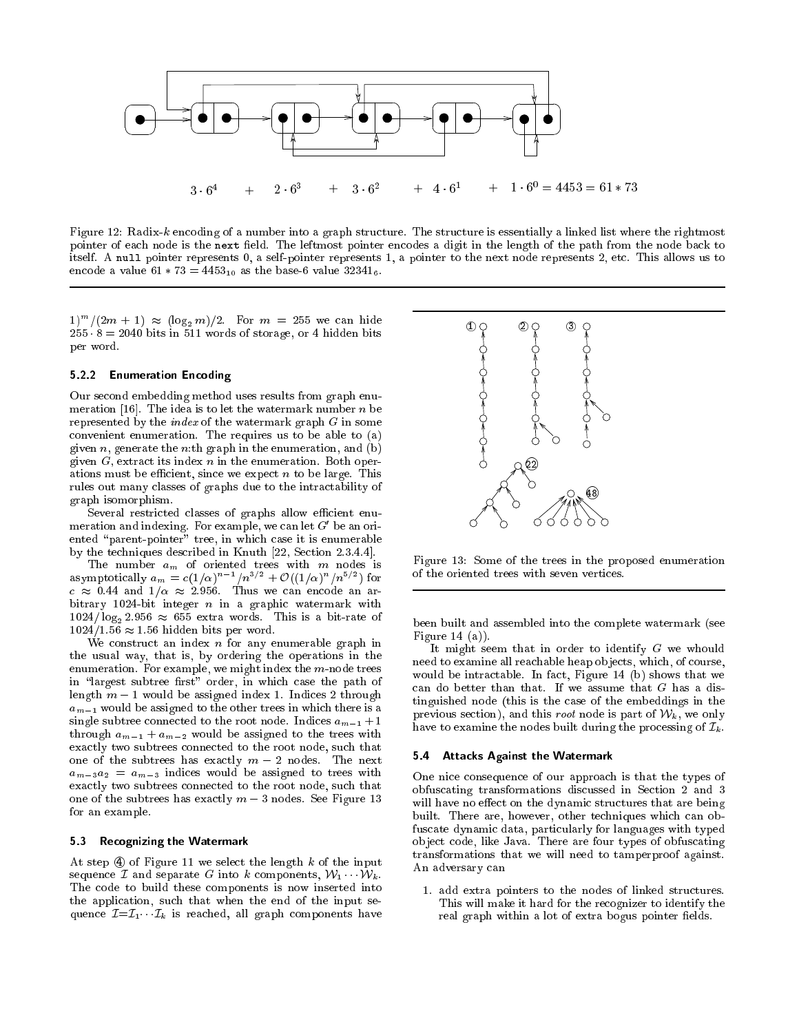$3 \cdot 6^4 \quad + \quad 2 \cdot 6^3 \quad + \quad 3 \cdot 6^2 \quad + \quad 4 \cdot 6^1 \quad + \quad 1 \cdot 6^0 = 4453 = 61 * 73$

Figure 12: Radix-$k$ encoding of a number into a graph structure. The structure is essentially a linked list where the rightmost pointer of each node is the `next` field. The leftmost pointer encodes a digit in the length of the path from the node back to itself. A `null` pointer represents 0, a self-pointer represents 1, a pointer to the next node represents 2, etc. This allows us to encode a value $61 * 73 = 4453_{10}$ as the base-6 value $32341_6$.

$1)^m/(2m+1) \approx (\log_2 m)/2$. For $m = 255$ we can hide $255 \cdot 8 = 2040$ bits in 511 words of storage, or 4 hidden bits per word.

### 5.2.2 Enumeration Encoding

Our second embedding method uses results from graph enumeration [16]. The idea is to let the watermark number $n$ be represented by the *index* of the watermark graph $G$ in some convenient enumeration. The requires us to be able to (a) given $n$, generate the $n$:th graph in the enumeration, and (b) given $G$, extract its index $n$ in the enumeration. Both operations must be efficient, since we expect $n$ to be large. This rules out many classes of graphs due to the intractability of graph isomorphism.

Several restricted classes of graphs allow efficient enumeration and indexing. For example, we can let $G'$ be an oriented "parent-pointer" tree, in which case it is enumerable by the techniques described in Knuth [22, Section 2.3.4.4].

The number $a_m$ of oriented trees with $m$ nodes is asymptotically $a_m = c(1/\alpha)^{n-1}/n^{3/2} + \mathcal{O}((1/\alpha)^n/n^{5/2})$ for $c \approx 0.44$ and $1/\alpha \approx 2.956$. Thus we can encode an arbitrary 1024-bit integer $n$ in a graphic watermark with $1024/\log_2 2.956 \approx 655$ extra words. This is a bit-rate of $1024/1.56 \approx 1.56$ hidden bits per word.

We construct an index $n$ for any enumerable graph in the usual way, that is, by ordering the operations in the enumeration. For example, we might index the $m$-node trees in "largest subtree first" order, in which case the path of length $m-1$ would be assigned index 1. Indices 2 through $a_{m-1}$ would be assigned to the other trees in which there is a single subtree connected to the root node. Indices $a_{m-1}+1$ through $a_{m-1}+a_{m-2}$ would be assigned to the trees with exactly two subtrees connected to the root node, such that one of the subtrees has exactly $m-2$ nodes. The next $a_{m-3}a_2 = a_{m-3}$ indices would be assigned to trees with exactly two subtrees connected to the root node, such that one of the subtrees has exactly $m-3$ nodes. See Figure 13 for an example.

Figure 13: Some of the trees in the proposed enumeration of the oriented trees with seven vertices.

### 5.3 Recognizing the Watermark

At step ④ of Figure 11 we select the length $k$ of the input sequence $\mathcal{I}$ and separate $G$ into $k$ components, $\mathcal{W}_1 \cdots \mathcal{W}_k$. The code to build these components is now inserted into the application, such that when the end of the input sequence $\mathcal{I}=\mathcal{I}_1 \cdots \mathcal{I}_k$ is reached, all graph components have been built and assembled into the complete watermark (see Figure 14 (a)).

It might seem that in order to identify $G$ we whould need to examine all reachable heap objects, which, of course, would be intractable. In fact, Figure 14 (b) shows that we can do better than that. If we assume that $G$ has a distinguished node (this is the case of the embeddings in the previous section), and this *root* node is part of $\mathcal{W}_k$, we only have to examine the nodes built during the processing of $\mathcal{I}_k$.

### 5.4 Attacks Against the Watermark

One nice consequence of our approach is that the types of obfuscating transformations discussed in Section 2 and 3 will have no effect on the dynamic structures that are being built. There are, however, other techniques which can obfuscate dynamic data, particularly for languages with typed object code, like Java. There are four types of obfuscating transformations that we will need to tamperproof against. An adversary can

1. add extra pointers to the nodes of linked structures. This will make it hard for the recognizer to identify the real graph within a lot of extra bogus pointer fields.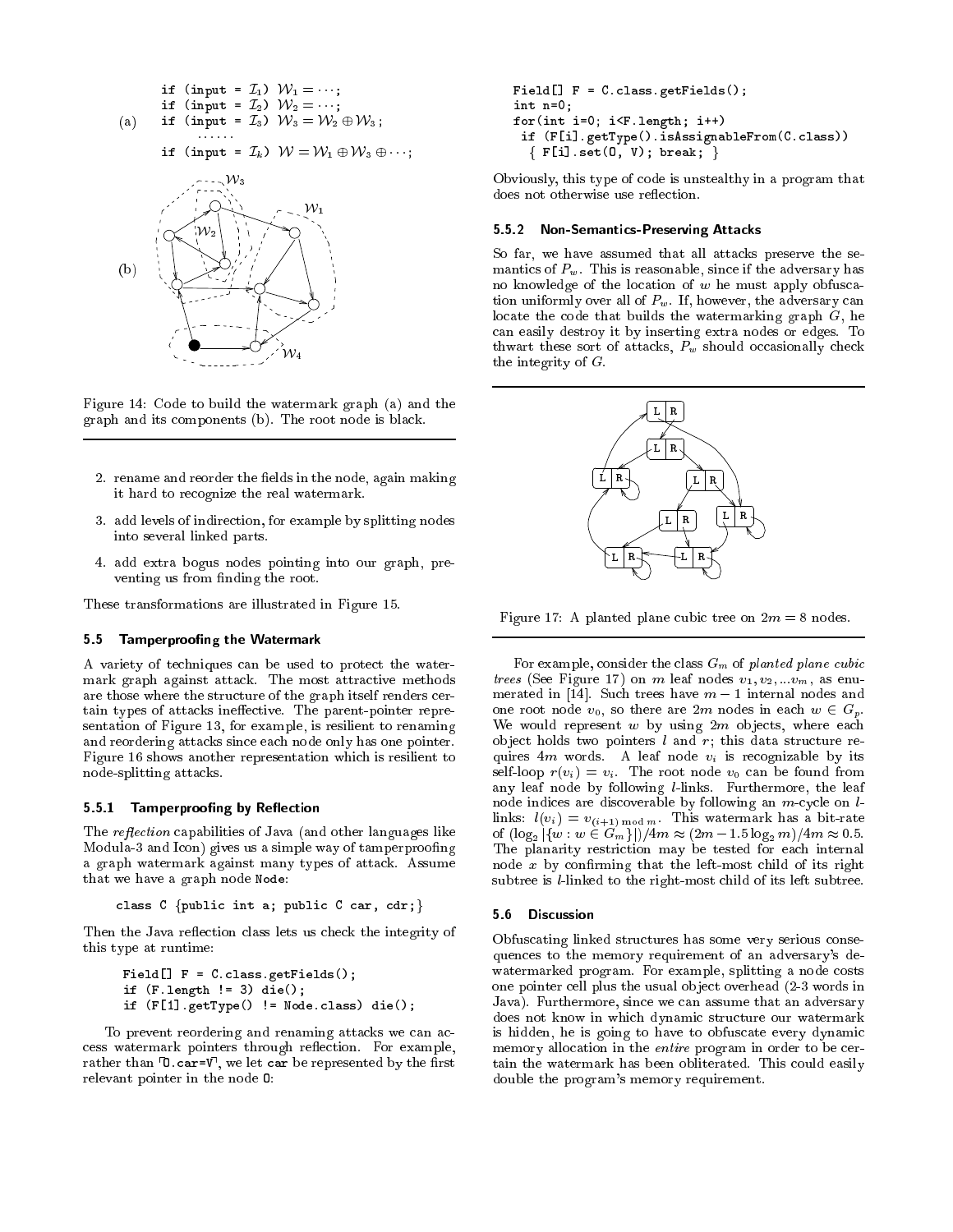```
if (input = I_1) W_1 = ···;
if (input = I_2) W_2 = ···;
if (input = I_3) W_3 = W_2 ⊕ W_3;
    ......
if (input = I_k) W = W_1 ⊕ W_3 ⊕ ···;
```

Figure 14: Code to build the watermark graph (a) and the graph and its components (b). The root node is black.

2. rename and reorder the fields in the node, again making it hard to recognize the real watermark.
3. add levels of indirection, for example by splitting nodes into several linked parts.
4. add extra bogus nodes pointing into our graph, preventing us from finding the root.

These transformations are illustrated in Figure 15.

### 5.5 Tamperproofing the Watermark

A variety of techniques can be used to protect the watermark graph against attack. The most attractive methods are those where the structure of the graph itself renders certain types of attacks ineffective. The parent-pointer representation of Figure 13, for example, is resilient to renaming and reordering attacks since each node only has one pointer. Figure 16 shows another representation which is resilient to node-splitting attacks.

#### 5.5.1 Tamperproofing by Reflection

The *reflection* capabilities of Java (and other languages like Modula-3 and Icon) gives us a simple way of tamperproofing a graph watermark against many types of attack. Assume that we have a graph node Node:

```
class C {public int a; public C car, cdr;}
```

Then the Java reflection class lets us check the integrity of this type at runtime:

```
Field[] F = C.class.getFields();
if (F.length != 3) die();
if (F[1].getType() != Node.class) die();
```

To prevent reordering and renaming attacks we can access watermark pointers through reflection. For example, rather than ⌜O.car=V⌝, we let car be represented by the first relevant pointer in the node O:

```
Field[] F = C.class.getFields();
int n=0;
for(int i=0; i<F.length; i++)
 if (F[i].getType().isAssignableFrom(C.class))
  { F[i].set(O, V); break; }
```

Obviously, this type of code is unstealthy in a program that does not otherwise use reflection.

#### 5.5.2 Non-Semantics-Preserving Attacks

So far, we have assumed that all attacks preserve the semantics of $P_w$. This is reasonable, since if the adversary has no knowledge of the location of $w$ he must apply obfuscation uniformly over all of $P_w$. If, however, the adversary can locate the code that builds the watermarking graph $G$, he can easily destroy it by inserting extra nodes or edges. To thwart these sort of attacks, $P_w$ should occasionally check the integrity of $G$.

Figure 17: A planted plane cubic tree on $2m = 8$ nodes.

For example, consider the class $G_m$ of *planted plane cubic trees* (See Figure 17) on $m$ leaf nodes $v_1, v_2, \ldots v_m$, as enumerated in [14]. Such trees have $m-1$ internal nodes and one root node $v_0$, so there are $2m$ nodes in each $w \in G_p$. We would represent $w$ by using $2m$ objects, where each object holds two pointers $l$ and $r$; this data structure requires $4m$ words. A leaf node $v_i$ is recognizable by its self-loop $r(v_i) = v_i$. The root node $v_0$ can be found from any leaf node by following $l$-links. Furthermore, the leaf node indices are discoverable by following an $m$-cycle on $l$-links: $l(v_i) = v_{(i+1) \bmod m}$. This watermark has a bit-rate of $(\log_2 |\{w : w \in G_m\}|)/4m \approx (2m - 1.5 \log_2 m)/4m \approx 0.5$. The planarity restriction may be tested for each internal node $x$ by confirming that the left-most child of its right subtree is $l$-linked to the right-most child of its left subtree.

### 5.6 Discussion

Obfuscating linked structures has some very serious consequences to the memory requirement of an adversary's de-watermarked program. For example, splitting a node costs one pointer cell plus the usual object overhead (2-3 words in Java). Furthermore, since we can assume that an adversary does not know in which dynamic structure our watermark is hidden, he is going to have to obfuscate every dynamic memory allocation in the *entire* program in order to be certain the watermark has been obliterated. This could easily double the program's memory requirement.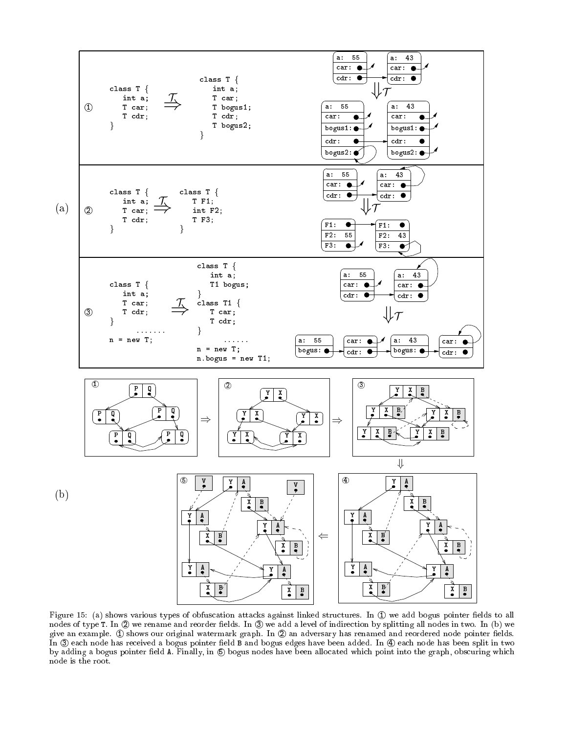(a)

①

```
class T {
   int a;
   T car;
   T cdr;
}
```

$\stackrel{\mathcal{T}}{\Rightarrow}$

```
class T {
   int a;
   T car;
   T bogus1;
   T cdr;
   T bogus2;
}
```

②

```
class T {
   int a;
   T car;
   T cdr;
}
```

$\stackrel{\mathcal{T}}{\Rightarrow}$

```
class T {
   T F1;
   int F2;
   T F3;
}
```

③

```
class T {
   int a;
   T car;
   T cdr;
}
      .......
n = new T;
```

$\stackrel{\mathcal{T}}{\Rightarrow}$

```
class T {
   int a;
   T1 bogus;
}
class T1 {
   T car;
   T cdr;
}
      ......
n = new T;
n.bogus = new T1;
```

(b)

Figure 15: (a) shows various types of obfuscation attacks against linked structures. In ① we add bogus pointer fields to all nodes of type T. In ② we rename and reorder fields. In ③ we add a level of indirection by splitting all nodes in two. In (b) we give an example. ① shows our original watermark graph. In ② an adversary has renamed and reordered node pointer fields. In ③ each node has received a bogus pointer field B and bogus edges have been added. In ④ each node has been split in two by adding a bogus pointer field A. Finally, in ⑤ bogus nodes have been allocated which point into the graph, obscuring which node is the root.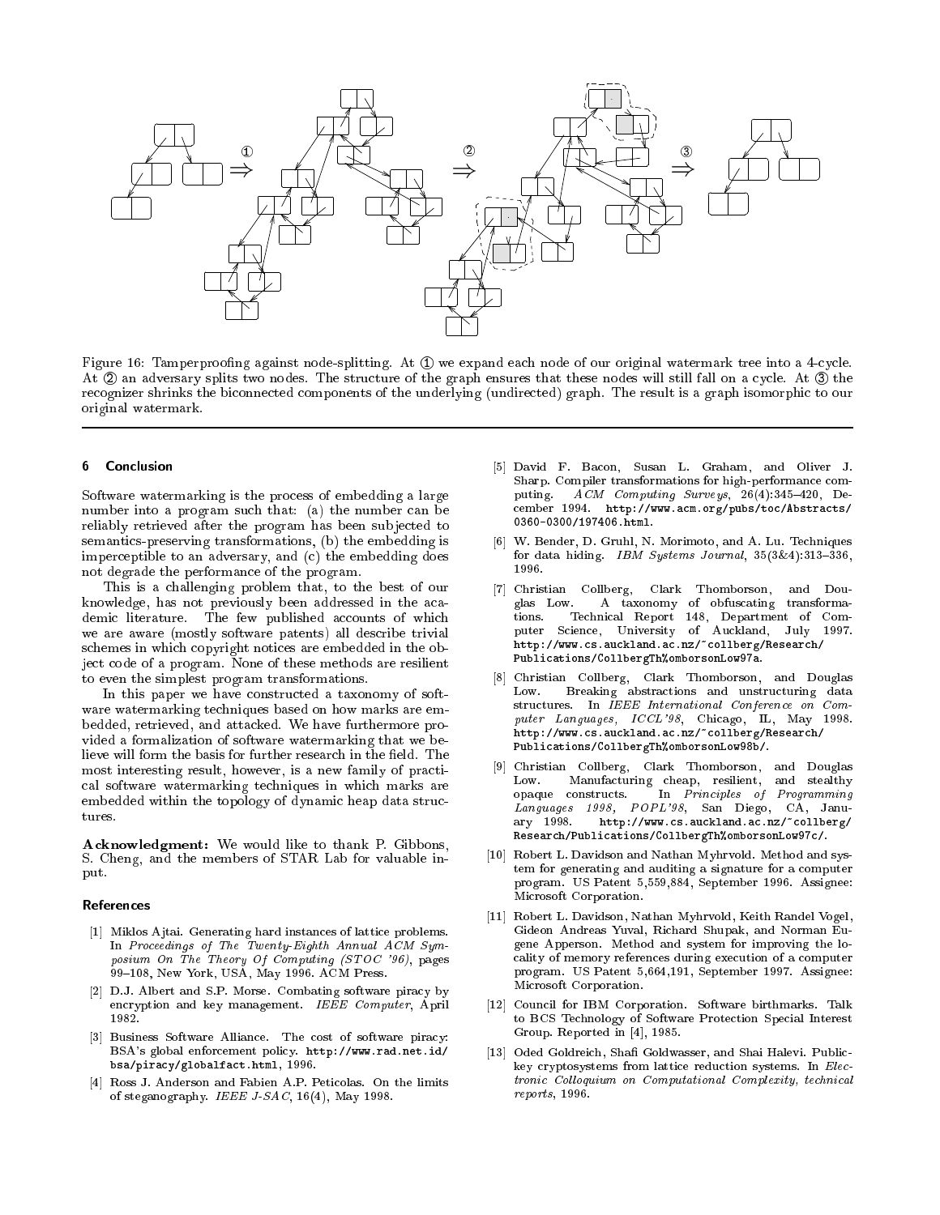Figure 16: Tamperproofing against node-splitting. At ① we expand each node of our original watermark tree into a 4-cycle. At ② an adversary splits two nodes. The structure of the graph ensures that these nodes will still fall on a cycle. At ③ the recognizer shrinks the biconnected components of the underlying (undirected) graph. The result is a graph isomorphic to our original watermark.

## 6 Conclusion

Software watermarking is the process of embedding a large number into a program such that: (a) the number can be reliably retrieved after the program has been subjected to semantics-preserving transformations, (b) the embedding is imperceptible to an adversary, and (c) the embedding does not degrade the performance of the program.

This is a challenging problem that, to the best of our knowledge, has not previously been addressed in the academic literature. The few published accounts of which we are aware (mostly software patents) all describe trivial schemes in which copyright notices are embedded in the object code of a program. None of these methods are resilient to even the simplest program transformations.

In this paper we have constructed a taxonomy of software watermarking techniques based on how marks are embedded, retrieved, and attacked. We have furthermore provided a formalization of software watermarking that we believe will form the basis for further research in the field. The most interesting result, however, is a new family of practical software watermarking techniques in which marks are embedded within the topology of dynamic heap data structures.

**Acknowledgment:** We would like to thank P. Gibbons, S. Cheng, and the members of STAR Lab for valuable input.

### References

[1] Miklos Ajtai. Generating hard instances of lattice problems. In *Proceedings of The Twenty-Eighth Annual ACM Symposium On The Theory Of Computing (STOC '96)*, pages 99–108, New York, USA, May 1996. ACM Press.

[2] D.J. Albert and S.P. Morse. Combating software piracy by encryption and key management. *IEEE Computer*, April 1982.

[3] Business Software Alliance. The cost of software piracy: BSA's global enforcement policy. `http://www.rad.net.id/bsa/piracy/globalfact.html`, 1996.

[4] Ross J. Anderson and Fabien A.P. Peticolas. On the limits of steganography. *IEEE J-SAC*, 16(4), May 1998.

[5] David F. Bacon, Susan L. Graham, and Oliver J. Sharp. Compiler transformations for high-performance computing. *ACM Computing Surveys*, 26(4):345–420, December 1994. `http://www.acm.org/pubs/toc/Abstracts/0360-0300/197406.html`.

[6] W. Bender, D. Gruhl, N. Morimoto, and A. Lu. Techniques for data hiding. *IBM Systems Journal*, 35(3&4):313–336, 1996.

[7] Christian Collberg, Clark Thomborson, and Douglas Low. A taxonomy of obfuscating transformations. Technical Report 148, Department of Computer Science, University of Auckland, July 1997. `http://www.cs.auckland.ac.nz/~collberg/Research/Publications/CollbergTh%omborsonLow97a`.

[8] Christian Collberg, Clark Thomborson, and Douglas Low. Breaking abstractions and unstructuring data structures. In *IEEE International Conference on Computer Languages, ICCL'98*, Chicago, IL, May 1998. `http://www.cs.auckland.ac.nz/~collberg/Research/Publications/CollbergTh%omborsonLow98b/`.

[9] Christian Collberg, Clark Thomborson, and Douglas Low. Manufacturing cheap, resilient, and stealthy opaque constructs. In *Principles of Programming Languages 1998, POPL'98*, San Diego, CA, January 1998. `http://www.cs.auckland.ac.nz/~collberg/Research/Publications/CollbergTh%omborsonLow97c/`.

[10] Robert L. Davidson and Nathan Myhrvold. Method and system for generating and auditing a signature for a computer program. US Patent 5,559,884, September 1996. Assignee: Microsoft Corporation.

[11] Robert L. Davidson, Nathan Myhrvold, Keith Randel Vogel, Gideon Andreas Yuval, Richard Shupak, and Norman Eugene Apperson. Method and system for improving the locality of memory references during execution of a computer program. US Patent 5,664,191, September 1997. Assignee: Microsoft Corporation.

[12] Council for IBM Corporation. Software birthmarks. Talk to BCS Technology of Software Protection Special Interest Group. Reported in [4], 1985.

[13] Oded Goldreich, Shafi Goldwasser, and Shai Halevi. Public-key cryptosystems from lattice reduction systems. In *Electronic Colloquium on Computational Complexity, technical reports*, 1996.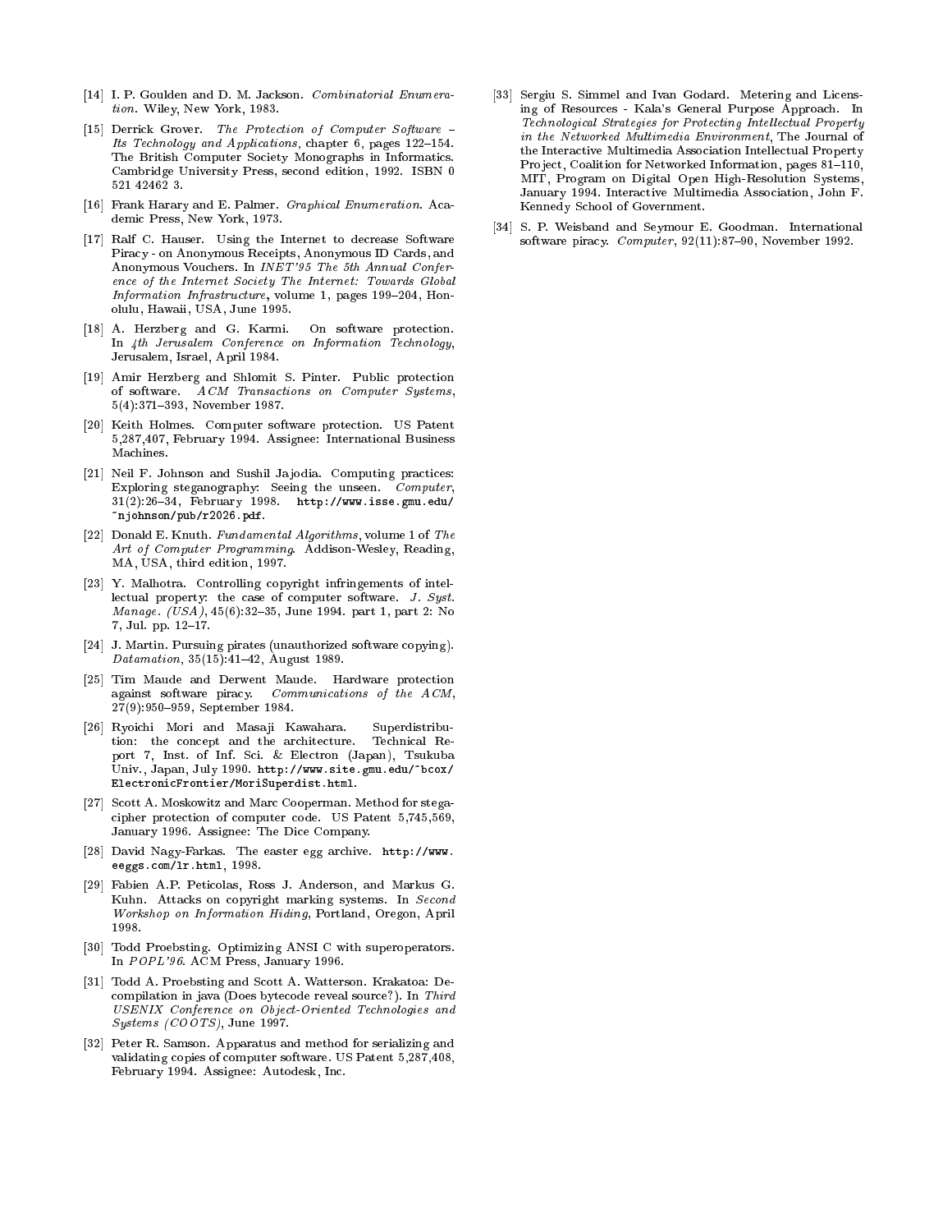[14] I. P. Goulden and D. M. Jackson. *Combinatorial Enumeration*. Wiley, New York, 1983.

[15] Derrick Grover. *The Protection of Computer Software – Its Technology and Applications*, chapter 6, pages 122–154. The British Computer Society Monographs in Informatics. Cambridge University Press, second edition, 1992. ISBN 0 521 42462 3.

[16] Frank Harary and E. Palmer. *Graphical Enumeration*. Academic Press, New York, 1973.

[17] Ralf C. Hauser. Using the Internet to decrease Software Piracy - on Anonymous Receipts, Anonymous ID Cards, and Anonymous Vouchers. In *INET'95 The 5th Annual Conference of the Internet Society The Internet: Towards Global Information Infrastructure*, volume 1, pages 199–204, Honolulu, Hawaii, USA, June 1995.

[18] A. Herzberg and G. Karmi. On software protection. In *4th Jerusalem Conference on Information Technology*, Jerusalem, Israel, April 1984.

[19] Amir Herzberg and Shlomit S. Pinter. Public protection of software. *ACM Transactions on Computer Systems*, 5(4):371–393, November 1987.

[20] Keith Holmes. Computer software protection. US Patent 5,287,407, February 1994. Assignee: International Business Machines.

[21] Neil F. Johnson and Sushil Jajodia. Computing practices: Exploring steganography: Seeing the unseen. *Computer*, 31(2):26–34, February 1998. `http://www.isse.gmu.edu/~njohnson/pub/r2026.pdf`.

[22] Donald E. Knuth. *Fundamental Algorithms*, volume 1 of *The Art of Computer Programming*. Addison-Wesley, Reading, MA, USA, third edition, 1997.

[23] Y. Malhotra. Controlling copyright infringements of intellectual property: the case of computer software. *J. Syst. Manage. (USA)*, 45(6):32–35, June 1994. part 1, part 2: No 7, Jul. pp. 12–17.

[24] J. Martin. Pursuing pirates (unauthorized software copying). *Datamation*, 35(15):41–42, August 1989.

[25] Tim Maude and Derwent Maude. Hardware protection against software piracy. *Communications of the ACM*, 27(9):950–959, September 1984.

[26] Ryoichi Mori and Masaji Kawahara. Superdistribution: the concept and the architecture. Technical Report 7, Inst. of Inf. Sci. & Electron (Japan), Tsukuba Univ., Japan, July 1990. `http://www.site.gmu.edu/~bcox/ElectronicFrontier/MoriSuperdist.html`.

[27] Scott A. Moskowitz and Marc Cooperman. Method for stega-cipher protection of computer code. US Patent 5,745,569, January 1996. Assignee: The Dice Company.

[28] David Nagy-Farkas. The easter egg archive. `http://www.eeggs.com/lr.html`, 1998.

[29] Fabien A.P. Peticolas, Ross J. Anderson, and Markus G. Kuhn. Attacks on copyright marking systems. In *Second Workshop on Information Hiding*, Portland, Oregon, April 1998.

[30] Todd Proebsting. Optimizing ANSI C with superoperators. In *POPL'96*. ACM Press, January 1996.

[31] Todd A. Proebsting and Scott A. Watterson. Krakatoa: Decompilation in java (Does bytecode reveal source?). In *Third USENIX Conference on Object-Oriented Technologies and Systems (COOTS)*, June 1997.

[32] Peter R. Samson. Apparatus and method for serializing and validating copies of computer software. US Patent 5,287,408, February 1994. Assignee: Autodesk, Inc.

[33] Sergiu S. Simmel and Ivan Godard. Metering and Licensing of Resources - Kala's General Purpose Approach. In *Technological Strategies for Protecting Intellectual Property in the Networked Multimedia Environment*, The Journal of the Interactive Multimedia Association Intellectual Property Project, Coalition for Networked Information, pages 81–110, MIT, Program on Digital Open High-Resolution Systems, January 1994. Interactive Multimedia Association, John F. Kennedy School of Government.

[34] S. P. Weisband and Seymour E. Goodman. International software piracy. *Computer*, 92(11):87–90, November 1992.